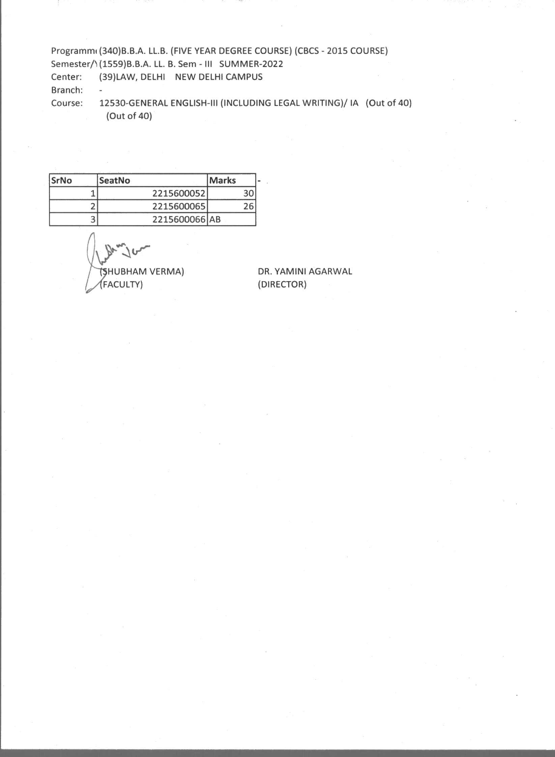Programm( (340)B.B.A. LL.B. (FIVE YEAR DEGREE COURSE) (CBCS - 2015 COURSE)
Semester/\ (1559)B.B.A. LL. B. Sem - III SUMMER-2022
Center: (39)LAW, DELHI NEW DELHI CAMPUS
Branch: -
Course: 12530-GENERAL ENGLISH-III (INCLUDING LEGAL WRITING)/ IA (Out of 40) (Out of 40)

| SrNo | SeatNo | Marks |
|---|---|---|
| 1 | 2215600052 | 30 |
| 2 | 2215600065 | 26 |
| 3 | 2215600066 | AB |

(SHUBHAM VERMA)
(FACULTY)

DR. YAMINI AGARWAL
(DIRECTOR)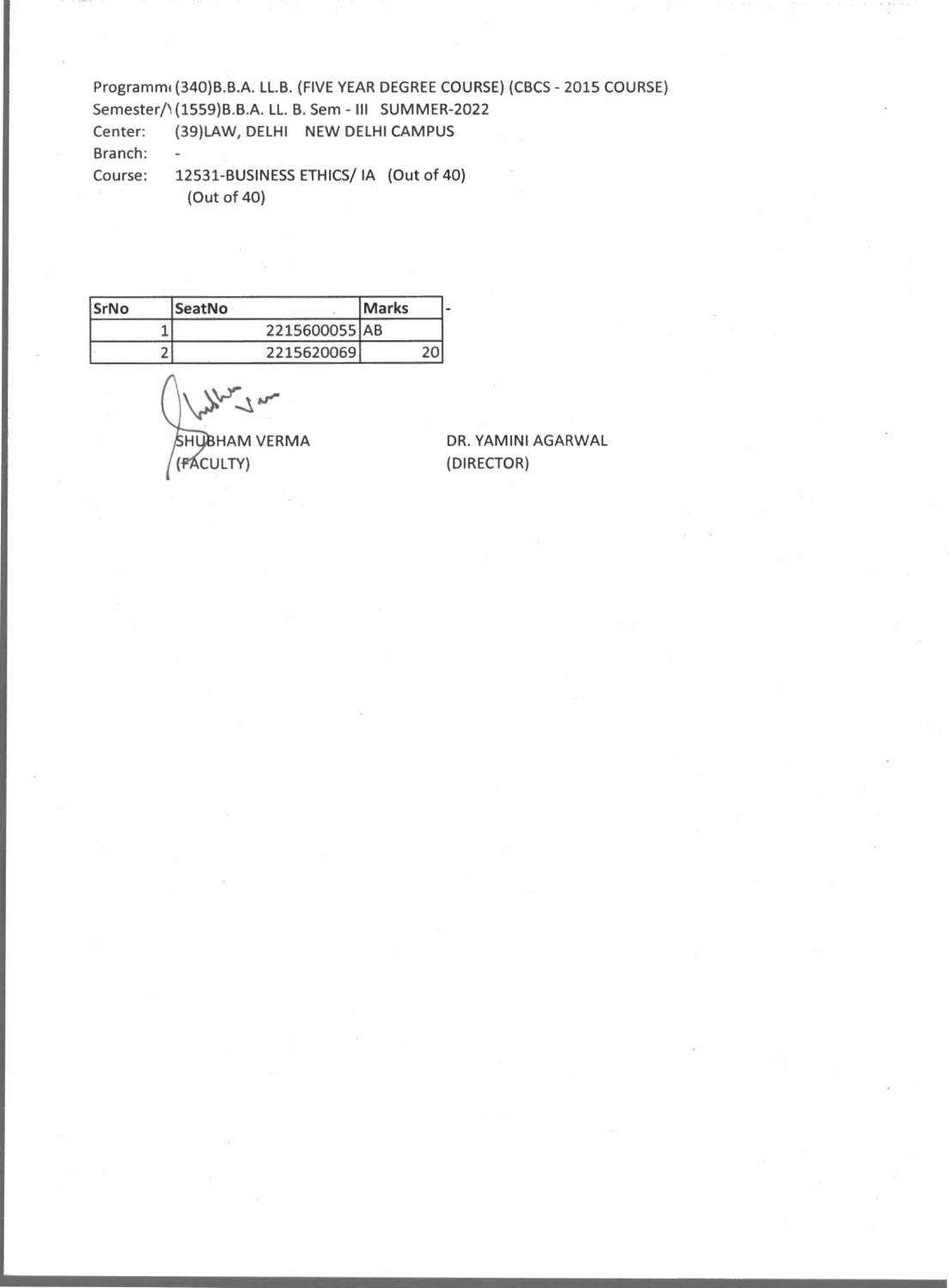Programm( (340)B.B.A. LL.B. (FIVE YEAR DEGREE COURSE) (CBCS - 2015 COURSE)
Semester/\ (1559)B.B.A. LL. B. Sem - III SUMMER-2022
Center: (39)LAW, DELHI NEW DELHI CAMPUS
Branch: -
Course: 12531-BUSINESS ETHICS/ IA (Out of 40)
(Out of 40)

| SrNo | SeatNo | Marks | - |
|---|---|---|---|
| 1 | 2215600055 | AB | |
| 2 | 2215620069 | 20 | |

SHUBHAM VERMA
(FACULTY)

DR. YAMINI AGARWAL
(DIRECTOR)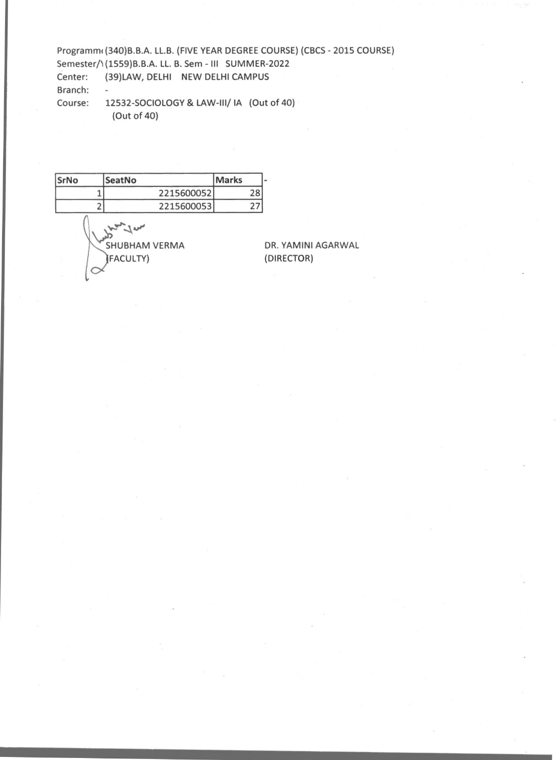Programm( (340)B.B.A. LL.B. (FIVE YEAR DEGREE COURSE) (CBCS - 2015 COURSE)
Semester/\ (1559)B.B.A. LL. B. Sem - III SUMMER-2022
Center: (39)LAW, DELHI NEW DELHI CAMPUS
Branch: -
Course: 12532-SOCIOLOGY & LAW-III/ IA (Out of 40)
(Out of 40)

| SrNo | SeatNo | Marks | - |
|---|---|---|---|
| 1 | 2215600052 | 28 | |
| 2 | 2215600053 | 27 | |

SHUBHAM VERMA
(FACULTY)

DR. YAMINI AGARWAL
(DIRECTOR)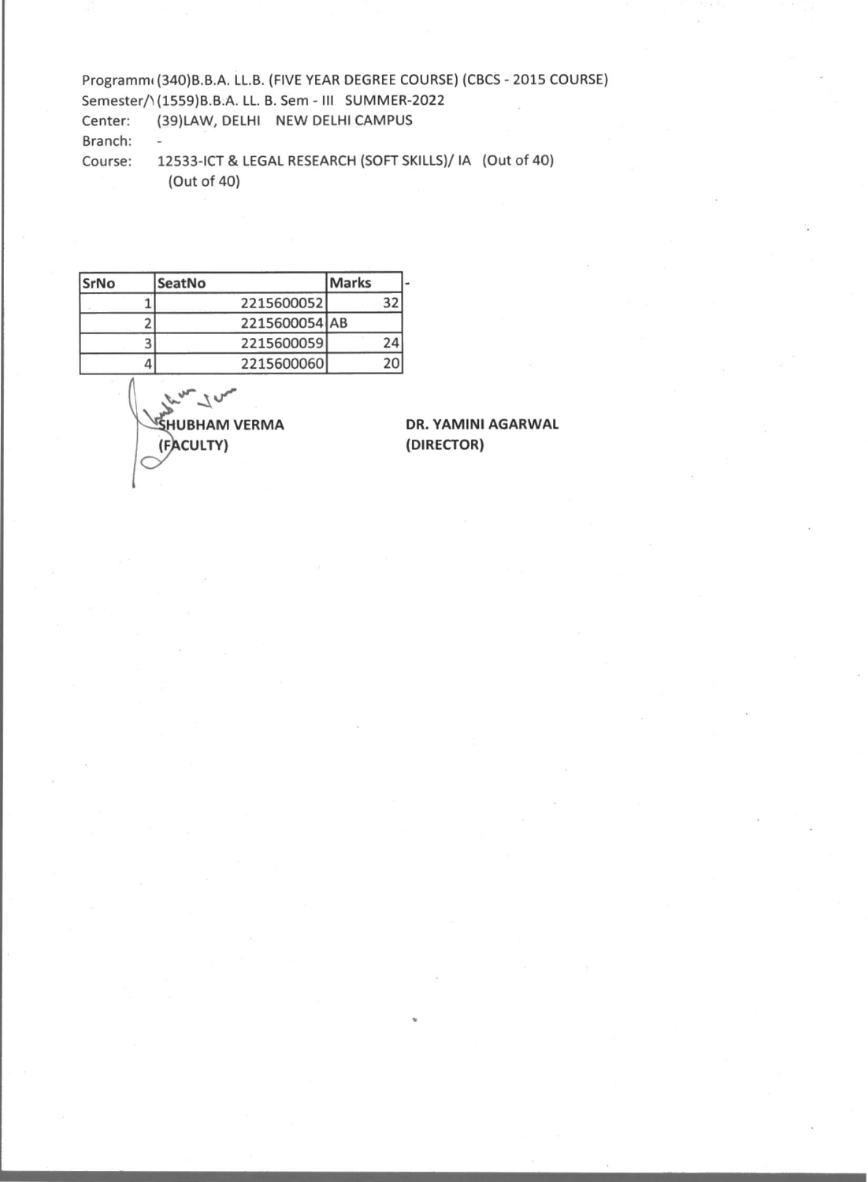Programm( (340)B.B.A. LL.B. (FIVE YEAR DEGREE COURSE) (CBCS - 2015 COURSE)
Semester/\ (1559)B.B.A. LL. B. Sem - III SUMMER-2022
Center: (39)LAW, DELHI NEW DELHI CAMPUS
Branch: -
Course: 12533-ICT & LEGAL RESEARCH (SOFT SKILLS)/ IA (Out of 40)
(Out of 40)

| SrNo | SeatNo | Marks | - |
|---|---|---|---|
| 1 | 2215600052 | 32 | |
| 2 | 2215600054 | AB | |
| 3 | 2215600059 | 24 | |
| 4 | 2215600060 | 20 | |

**SHUBHAM VERMA**
**(FACULTY)**

**DR. YAMINI AGARWAL**
**(DIRECTOR)**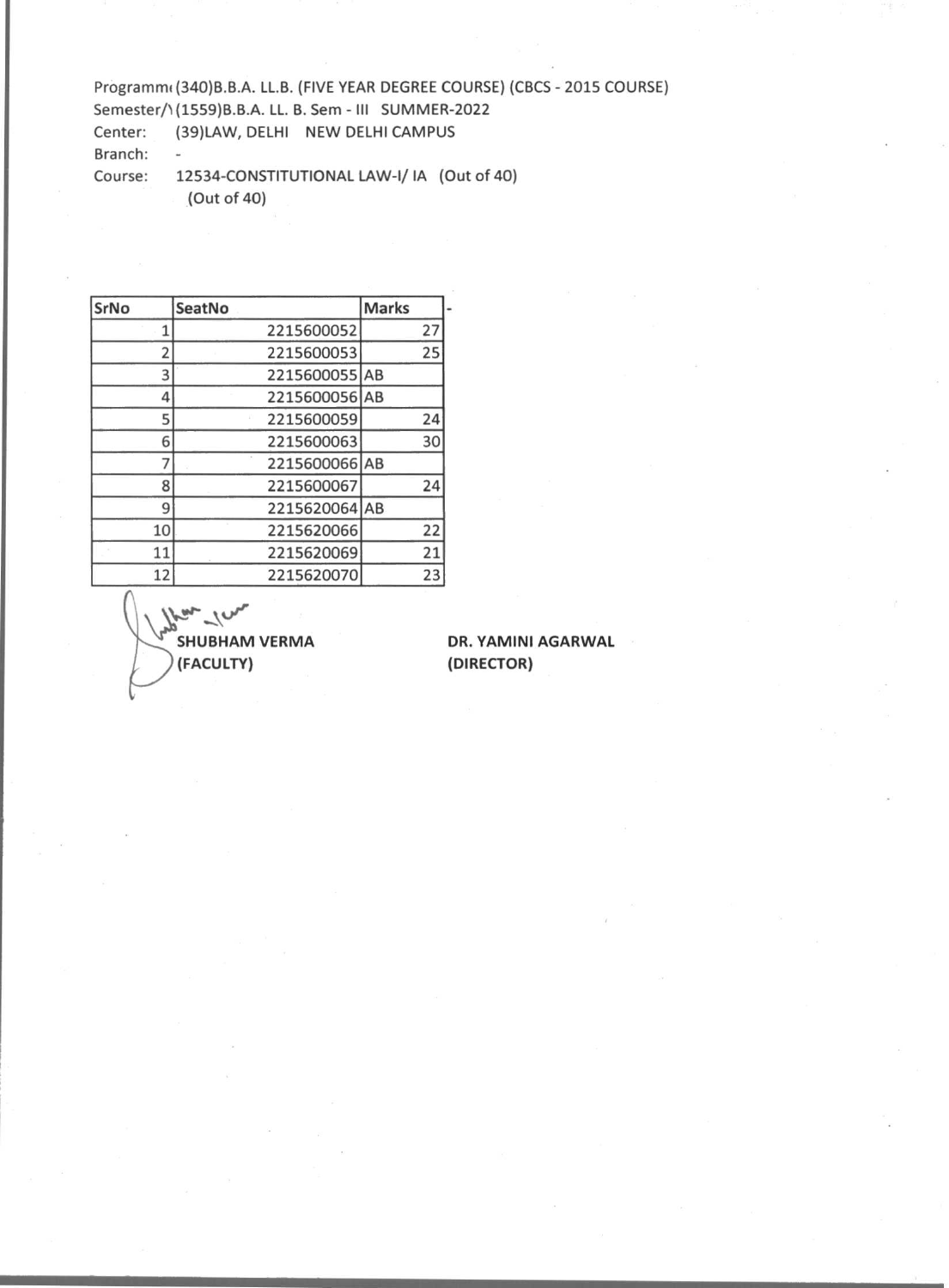Programme (340)B.B.A. LL.B. (FIVE YEAR DEGREE COURSE) (CBCS - 2015 COURSE)
Semester/\ (1559)B.B.A. LL. B. Sem - III SUMMER-2022
Center: (39)LAW, DELHI NEW DELHI CAMPUS
Branch: -
Course: 12534-CONSTITUTIONAL LAW-I/ IA (Out of 40)
(Out of 40)

| SrNo | SeatNo | Marks |
|---|---|---|
| 1 | 2215600052 | 27 |
| 2 | 2215600053 | 25 |
| 3 | 2215600055 | AB |
| 4 | 2215600056 | AB |
| 5 | 2215600059 | 24 |
| 6 | 2215600063 | 30 |
| 7 | 2215600066 | AB |
| 8 | 2215600067 | 24 |
| 9 | 2215620064 | AB |
| 10 | 2215620066 | 22 |
| 11 | 2215620069 | 21 |
| 12 | 2215620070 | 23 |

**SHUBHAM VERMA**
**(FACULTY)**

**DR. YAMINI AGARWAL**
**(DIRECTOR)**